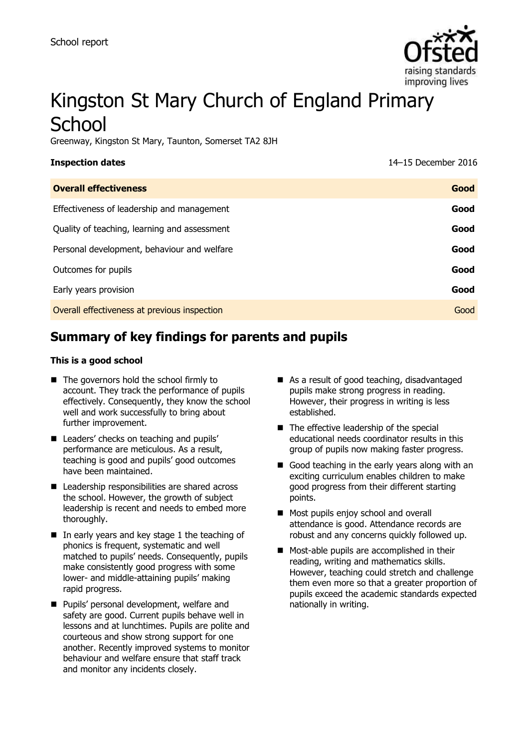School report

# Kingston St Mary Church of England Primary School

Greenway, Kingston St Mary, Taunton, Somerset TA2 8JH

| **Inspection dates** | 14–15 December 2016 |
| --- | --- |
| **Overall effectiveness** | **Good** |
| Effectiveness of leadership and management | **Good** |
| Quality of teaching, learning and assessment | **Good** |
| Personal development, behaviour and welfare | **Good** |
| Outcomes for pupils | **Good** |
| Early years provision | **Good** |
| Overall effectiveness at previous inspection | Good |

## Summary of key findings for parents and pupils

**This is a good school**

- The governors hold the school firmly to account. They track the performance of pupils effectively. Consequently, they know the school well and work successfully to bring about further improvement.
- Leaders' checks on teaching and pupils' performance are meticulous. As a result, teaching is good and pupils' good outcomes have been maintained.
- Leadership responsibilities are shared across the school. However, the growth of subject leadership is recent and needs to embed more thoroughly.
- In early years and key stage 1 the teaching of phonics is frequent, systematic and well matched to pupils' needs. Consequently, pupils make consistently good progress with some lower- and middle-attaining pupils' making rapid progress.
- Pupils' personal development, welfare and safety are good. Current pupils behave well in lessons and at lunchtimes. Pupils are polite and courteous and show strong support for one another. Recently improved systems to monitor behaviour and welfare ensure that staff track and monitor any incidents closely.
- As a result of good teaching, disadvantaged pupils make strong progress in reading. However, their progress in writing is less established.
- The effective leadership of the special educational needs coordinator results in this group of pupils now making faster progress.
- Good teaching in the early years along with an exciting curriculum enables children to make good progress from their different starting points.
- Most pupils enjoy school and overall attendance is good. Attendance records are robust and any concerns quickly followed up.
- Most-able pupils are accomplished in their reading, writing and mathematics skills. However, teaching could stretch and challenge them even more so that a greater proportion of pupils exceed the academic standards expected nationally in writing.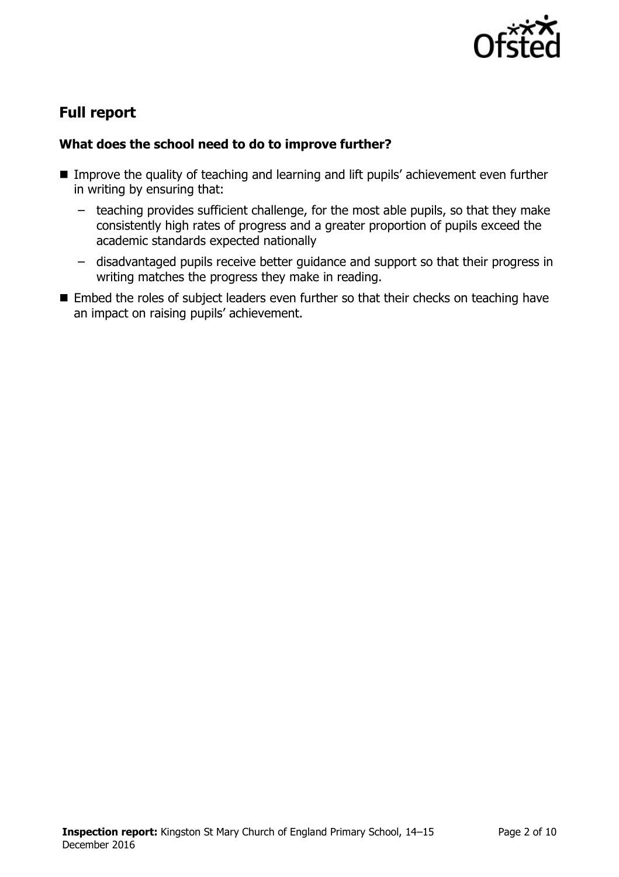## Full report

### What does the school need to do to improve further?

- Improve the quality of teaching and learning and lift pupils' achievement even further in writing by ensuring that:
  - teaching provides sufficient challenge, for the most able pupils, so that they make consistently high rates of progress and a greater proportion of pupils exceed the academic standards expected nationally
  - disadvantaged pupils receive better guidance and support so that their progress in writing matches the progress they make in reading.
- Embed the roles of subject leaders even further so that their checks on teaching have an impact on raising pupils' achievement.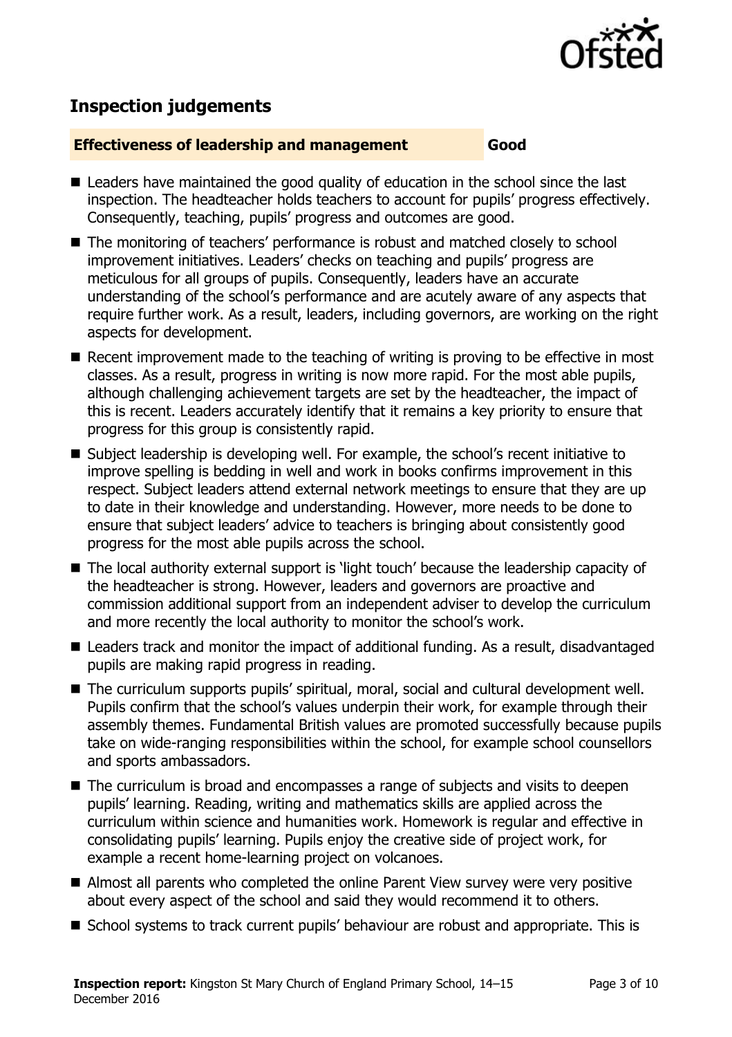## Inspection judgements

**Effectiveness of leadership and management** **Good**

- Leaders have maintained the good quality of education in the school since the last inspection. The headteacher holds teachers to account for pupils' progress effectively. Consequently, teaching, pupils' progress and outcomes are good.
- The monitoring of teachers' performance is robust and matched closely to school improvement initiatives. Leaders' checks on teaching and pupils' progress are meticulous for all groups of pupils. Consequently, leaders have an accurate understanding of the school's performance and are acutely aware of any aspects that require further work. As a result, leaders, including governors, are working on the right aspects for development.
- Recent improvement made to the teaching of writing is proving to be effective in most classes. As a result, progress in writing is now more rapid. For the most able pupils, although challenging achievement targets are set by the headteacher, the impact of this is recent. Leaders accurately identify that it remains a key priority to ensure that progress for this group is consistently rapid.
- Subject leadership is developing well. For example, the school's recent initiative to improve spelling is bedding in well and work in books confirms improvement in this respect. Subject leaders attend external network meetings to ensure that they are up to date in their knowledge and understanding. However, more needs to be done to ensure that subject leaders' advice to teachers is bringing about consistently good progress for the most able pupils across the school.
- The local authority external support is 'light touch' because the leadership capacity of the headteacher is strong. However, leaders and governors are proactive and commission additional support from an independent adviser to develop the curriculum and more recently the local authority to monitor the school's work.
- Leaders track and monitor the impact of additional funding. As a result, disadvantaged pupils are making rapid progress in reading.
- The curriculum supports pupils' spiritual, moral, social and cultural development well. Pupils confirm that the school's values underpin their work, for example through their assembly themes. Fundamental British values are promoted successfully because pupils take on wide-ranging responsibilities within the school, for example school counsellors and sports ambassadors.
- The curriculum is broad and encompasses a range of subjects and visits to deepen pupils' learning. Reading, writing and mathematics skills are applied across the curriculum within science and humanities work. Homework is regular and effective in consolidating pupils' learning. Pupils enjoy the creative side of project work, for example a recent home-learning project on volcanoes.
- Almost all parents who completed the online Parent View survey were very positive about every aspect of the school and said they would recommend it to others.
- School systems to track current pupils' behaviour are robust and appropriate. This is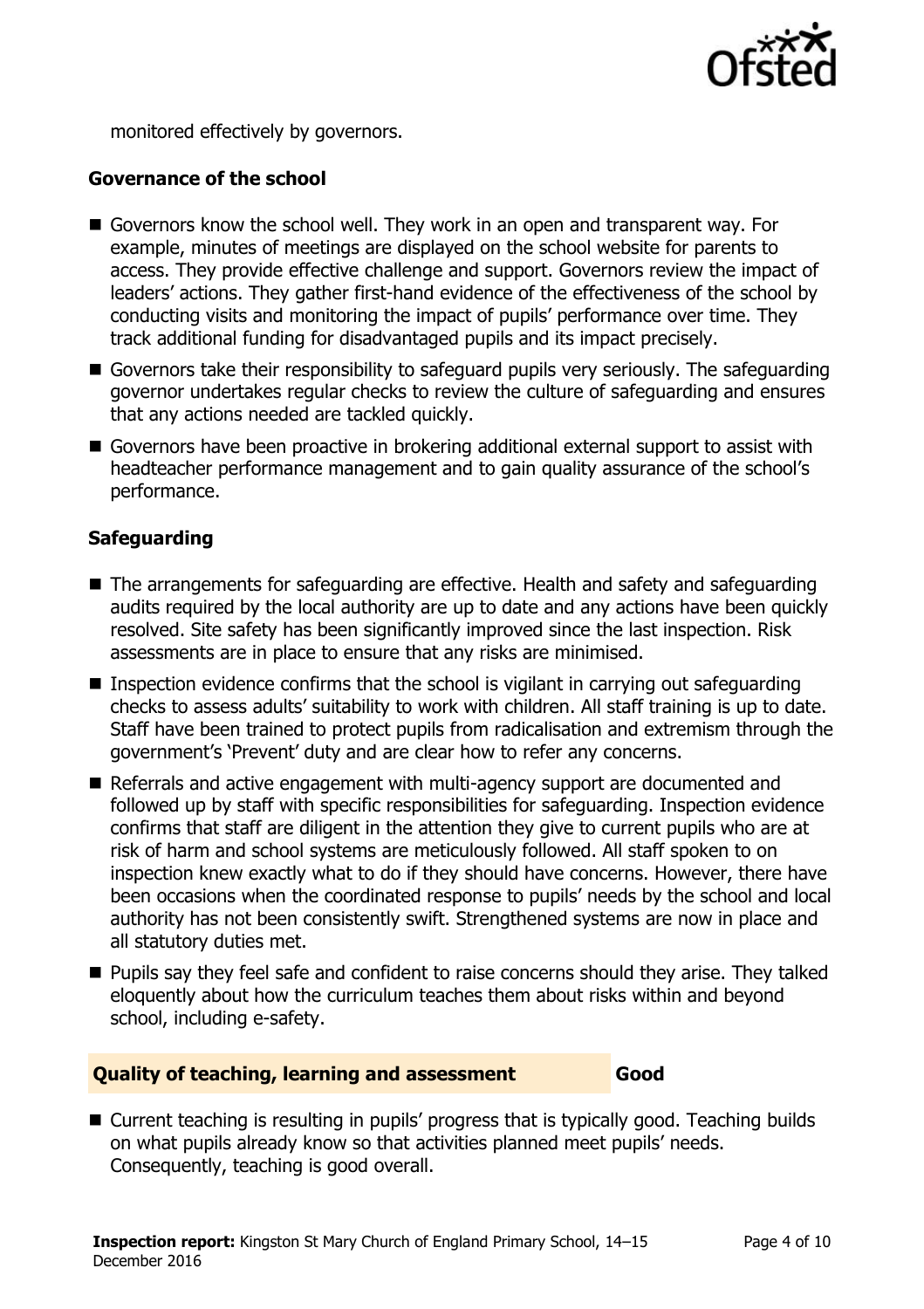monitored effectively by governors.

### Governance of the school

- Governors know the school well. They work in an open and transparent way. For example, minutes of meetings are displayed on the school website for parents to access. They provide effective challenge and support. Governors review the impact of leaders' actions. They gather first-hand evidence of the effectiveness of the school by conducting visits and monitoring the impact of pupils' performance over time. They track additional funding for disadvantaged pupils and its impact precisely.
- Governors take their responsibility to safeguard pupils very seriously. The safeguarding governor undertakes regular checks to review the culture of safeguarding and ensures that any actions needed are tackled quickly.
- Governors have been proactive in brokering additional external support to assist with headteacher performance management and to gain quality assurance of the school's performance.

### Safeguarding

- The arrangements for safeguarding are effective. Health and safety and safeguarding audits required by the local authority are up to date and any actions have been quickly resolved. Site safety has been significantly improved since the last inspection. Risk assessments are in place to ensure that any risks are minimised.
- Inspection evidence confirms that the school is vigilant in carrying out safeguarding checks to assess adults' suitability to work with children. All staff training is up to date. Staff have been trained to protect pupils from radicalisation and extremism through the government's 'Prevent' duty and are clear how to refer any concerns.
- Referrals and active engagement with multi-agency support are documented and followed up by staff with specific responsibilities for safeguarding. Inspection evidence confirms that staff are diligent in the attention they give to current pupils who are at risk of harm and school systems are meticulously followed. All staff spoken to on inspection knew exactly what to do if they should have concerns. However, there have been occasions when the coordinated response to pupils' needs by the school and local authority has not been consistently swift. Strengthened systems are now in place and all statutory duties met.
- Pupils say they feel safe and confident to raise concerns should they arise. They talked eloquently about how the curriculum teaches them about risks within and beyond school, including e-safety.

## Quality of teaching, learning and assessment — Good

- Current teaching is resulting in pupils' progress that is typically good. Teaching builds on what pupils already know so that activities planned meet pupils' needs. Consequently, teaching is good overall.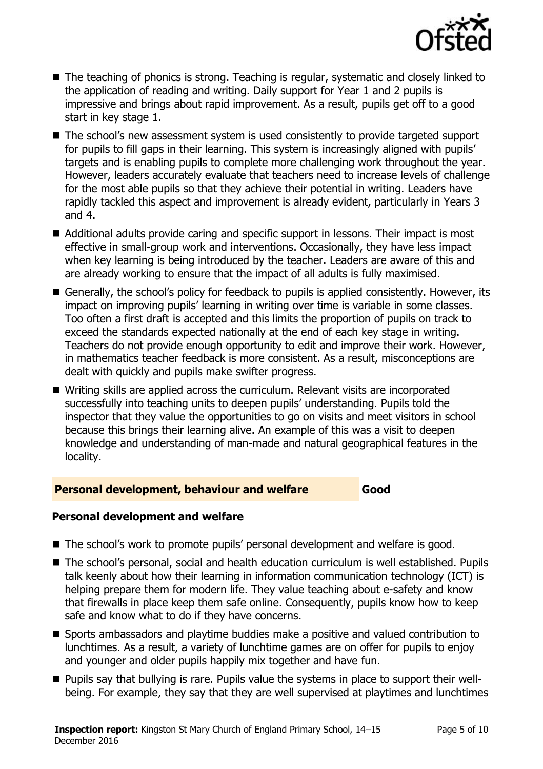- The teaching of phonics is strong. Teaching is regular, systematic and closely linked to the application of reading and writing. Daily support for Year 1 and 2 pupils is impressive and brings about rapid improvement. As a result, pupils get off to a good start in key stage 1.
- The school's new assessment system is used consistently to provide targeted support for pupils to fill gaps in their learning. This system is increasingly aligned with pupils' targets and is enabling pupils to complete more challenging work throughout the year. However, leaders accurately evaluate that teachers need to increase levels of challenge for the most able pupils so that they achieve their potential in writing. Leaders have rapidly tackled this aspect and improvement is already evident, particularly in Years 3 and 4.
- Additional adults provide caring and specific support in lessons. Their impact is most effective in small-group work and interventions. Occasionally, they have less impact when key learning is being introduced by the teacher. Leaders are aware of this and are already working to ensure that the impact of all adults is fully maximised.
- Generally, the school's policy for feedback to pupils is applied consistently. However, its impact on improving pupils' learning in writing over time is variable in some classes. Too often a first draft is accepted and this limits the proportion of pupils on track to exceed the standards expected nationally at the end of each key stage in writing. Teachers do not provide enough opportunity to edit and improve their work. However, in mathematics teacher feedback is more consistent. As a result, misconceptions are dealt with quickly and pupils make swifter progress.
- Writing skills are applied across the curriculum. Relevant visits are incorporated successfully into teaching units to deepen pupils' understanding. Pupils told the inspector that they value the opportunities to go on visits and meet visitors in school because this brings their learning alive. An example of this was a visit to deepen knowledge and understanding of man-made and natural geographical features in the locality.

## Personal development, behaviour and welfare — Good

### Personal development and welfare

- The school's work to promote pupils' personal development and welfare is good.
- The school's personal, social and health education curriculum is well established. Pupils talk keenly about how their learning in information communication technology (ICT) is helping prepare them for modern life. They value teaching about e-safety and know that firewalls in place keep them safe online. Consequently, pupils know how to keep safe and know what to do if they have concerns.
- Sports ambassadors and playtime buddies make a positive and valued contribution to lunchtimes. As a result, a variety of lunchtime games are on offer for pupils to enjoy and younger and older pupils happily mix together and have fun.
- Pupils say that bullying is rare. Pupils value the systems in place to support their well-being. For example, they say that they are well supervised at playtimes and lunchtimes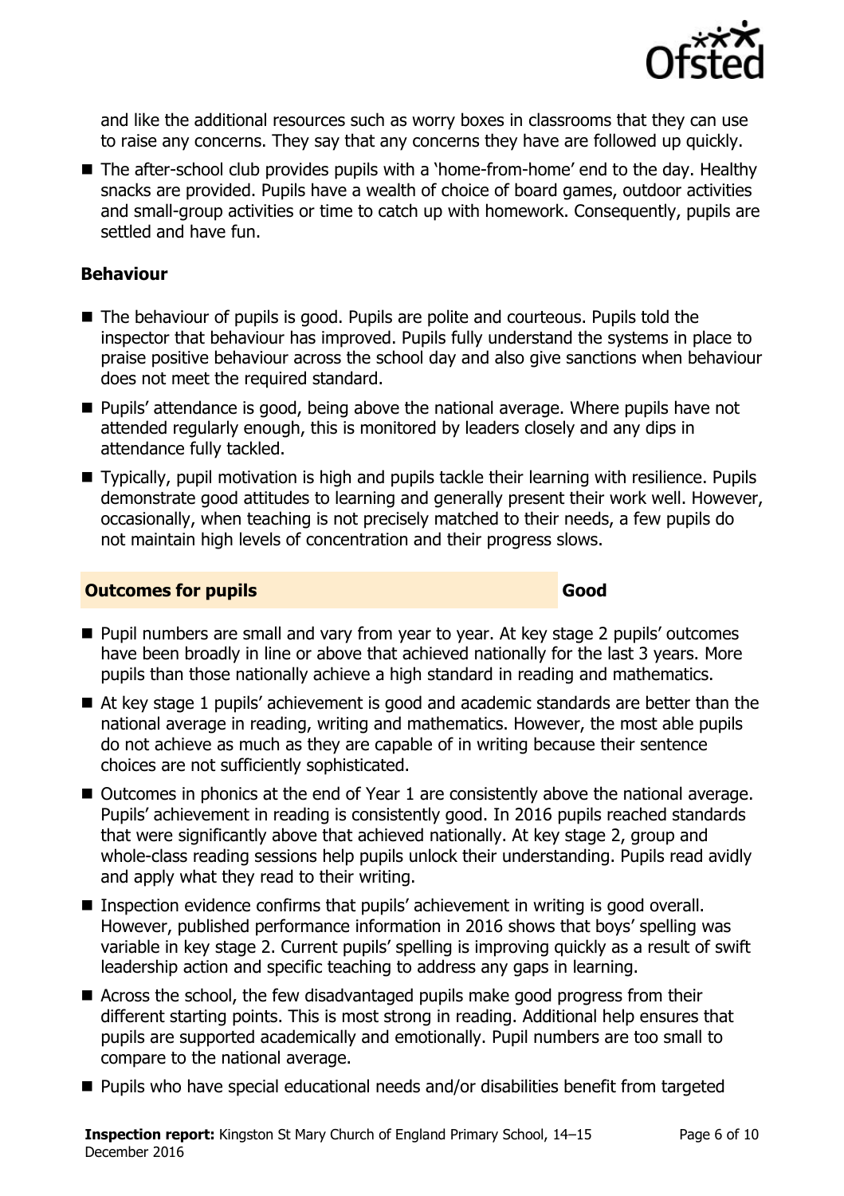and like the additional resources such as worry boxes in classrooms that they can use to raise any concerns. They say that any concerns they have are followed up quickly.

- The after-school club provides pupils with a 'home-from-home' end to the day. Healthy snacks are provided. Pupils have a wealth of choice of board games, outdoor activities and small-group activities or time to catch up with homework. Consequently, pupils are settled and have fun.

### Behaviour

- The behaviour of pupils is good. Pupils are polite and courteous. Pupils told the inspector that behaviour has improved. Pupils fully understand the systems in place to praise positive behaviour across the school day and also give sanctions when behaviour does not meet the required standard.
- Pupils' attendance is good, being above the national average. Where pupils have not attended regularly enough, this is monitored by leaders closely and any dips in attendance fully tackled.
- Typically, pupil motivation is high and pupils tackle their learning with resilience. Pupils demonstrate good attitudes to learning and generally present their work well. However, occasionally, when teaching is not precisely matched to their needs, a few pupils do not maintain high levels of concentration and their progress slows.

## Outcomes for pupils — Good

- Pupil numbers are small and vary from year to year. At key stage 2 pupils' outcomes have been broadly in line or above that achieved nationally for the last 3 years. More pupils than those nationally achieve a high standard in reading and mathematics.
- At key stage 1 pupils' achievement is good and academic standards are better than the national average in reading, writing and mathematics. However, the most able pupils do not achieve as much as they are capable of in writing because their sentence choices are not sufficiently sophisticated.
- Outcomes in phonics at the end of Year 1 are consistently above the national average. Pupils' achievement in reading is consistently good. In 2016 pupils reached standards that were significantly above that achieved nationally. At key stage 2, group and whole-class reading sessions help pupils unlock their understanding. Pupils read avidly and apply what they read to their writing.
- Inspection evidence confirms that pupils' achievement in writing is good overall. However, published performance information in 2016 shows that boys' spelling was variable in key stage 2. Current pupils' spelling is improving quickly as a result of swift leadership action and specific teaching to address any gaps in learning.
- Across the school, the few disadvantaged pupils make good progress from their different starting points. This is most strong in reading. Additional help ensures that pupils are supported academically and emotionally. Pupil numbers are too small to compare to the national average.
- Pupils who have special educational needs and/or disabilities benefit from targeted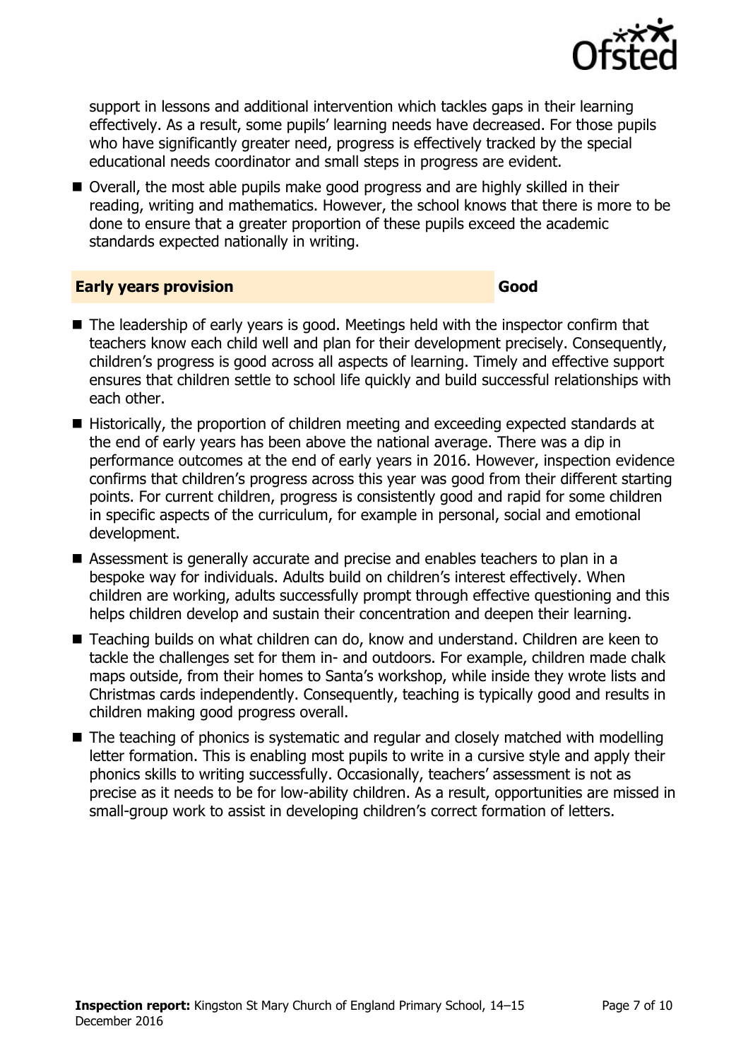support in lessons and additional intervention which tackles gaps in their learning effectively. As a result, some pupils' learning needs have decreased. For those pupils who have significantly greater need, progress is effectively tracked by the special educational needs coordinator and small steps in progress are evident.

- Overall, the most able pupils make good progress and are highly skilled in their reading, writing and mathematics. However, the school knows that there is more to be done to ensure that a greater proportion of these pupils exceed the academic standards expected nationally in writing.

## Early years provision — Good

- The leadership of early years is good. Meetings held with the inspector confirm that teachers know each child well and plan for their development precisely. Consequently, children's progress is good across all aspects of learning. Timely and effective support ensures that children settle to school life quickly and build successful relationships with each other.
- Historically, the proportion of children meeting and exceeding expected standards at the end of early years has been above the national average. There was a dip in performance outcomes at the end of early years in 2016. However, inspection evidence confirms that children's progress across this year was good from their different starting points. For current children, progress is consistently good and rapid for some children in specific aspects of the curriculum, for example in personal, social and emotional development.
- Assessment is generally accurate and precise and enables teachers to plan in a bespoke way for individuals. Adults build on children's interest effectively. When children are working, adults successfully prompt through effective questioning and this helps children develop and sustain their concentration and deepen their learning.
- Teaching builds on what children can do, know and understand. Children are keen to tackle the challenges set for them in- and outdoors. For example, children made chalk maps outside, from their homes to Santa's workshop, while inside they wrote lists and Christmas cards independently. Consequently, teaching is typically good and results in children making good progress overall.
- The teaching of phonics is systematic and regular and closely matched with modelling letter formation. This is enabling most pupils to write in a cursive style and apply their phonics skills to writing successfully. Occasionally, teachers' assessment is not as precise as it needs to be for low-ability children. As a result, opportunities are missed in small-group work to assist in developing children's correct formation of letters.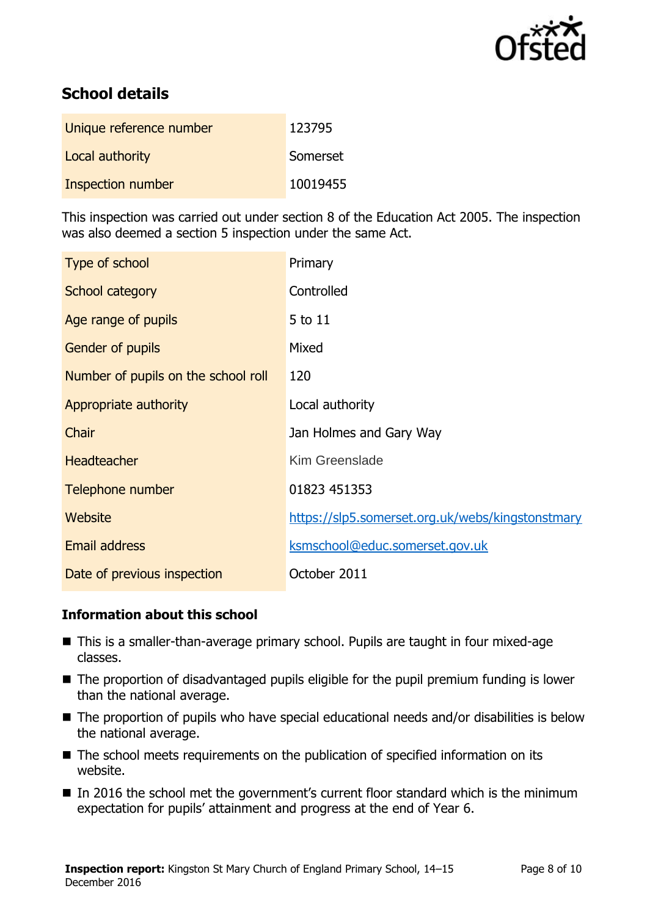## School details

| | |
|---|---|
| Unique reference number | 123795 |
| Local authority | Somerset |
| Inspection number | 10019455 |

This inspection was carried out under section 8 of the Education Act 2005. The inspection was also deemed a section 5 inspection under the same Act.

| | |
|---|---|
| Type of school | Primary |
| School category | Controlled |
| Age range of pupils | 5 to 11 |
| Gender of pupils | Mixed |
| Number of pupils on the school roll | 120 |
| Appropriate authority | Local authority |
| Chair | Jan Holmes and Gary Way |
| Headteacher | Kim Greenslade |
| Telephone number | 01823 451353 |
| Website | https://slp5.somerset.org.uk/webs/kingstonstmary |
| Email address | ksmschool@educ.somerset.gov.uk |
| Date of previous inspection | October 2011 |

### Information about this school

- This is a smaller-than-average primary school. Pupils are taught in four mixed-age classes.
- The proportion of disadvantaged pupils eligible for the pupil premium funding is lower than the national average.
- The proportion of pupils who have special educational needs and/or disabilities is below the national average.
- The school meets requirements on the publication of specified information on its website.
- In 2016 the school met the government's current floor standard which is the minimum expectation for pupils' attainment and progress at the end of Year 6.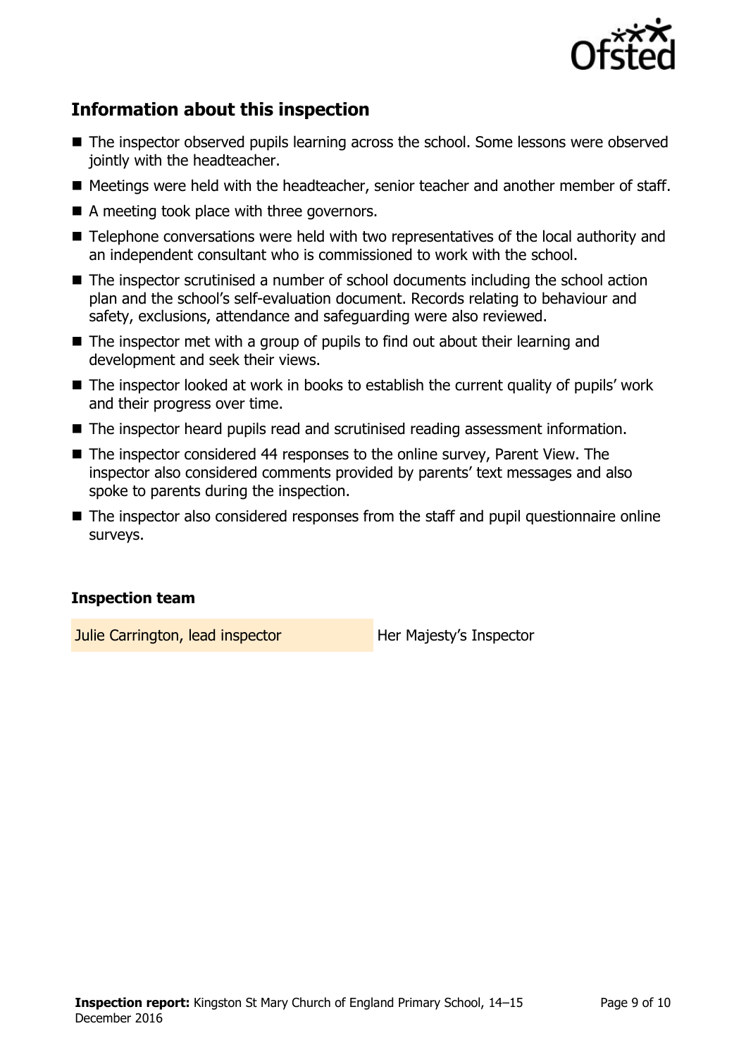## Information about this inspection

- The inspector observed pupils learning across the school. Some lessons were observed jointly with the headteacher.
- Meetings were held with the headteacher, senior teacher and another member of staff.
- A meeting took place with three governors.
- Telephone conversations were held with two representatives of the local authority and an independent consultant who is commissioned to work with the school.
- The inspector scrutinised a number of school documents including the school action plan and the school's self-evaluation document. Records relating to behaviour and safety, exclusions, attendance and safeguarding were also reviewed.
- The inspector met with a group of pupils to find out about their learning and development and seek their views.
- The inspector looked at work in books to establish the current quality of pupils' work and their progress over time.
- The inspector heard pupils read and scrutinised reading assessment information.
- The inspector considered 44 responses to the online survey, Parent View. The inspector also considered comments provided by parents' text messages and also spoke to parents during the inspection.
- The inspector also considered responses from the staff and pupil questionnaire online surveys.

### Inspection team

| | |
|---|---|
| Julie Carrington, lead inspector | Her Majesty's Inspector |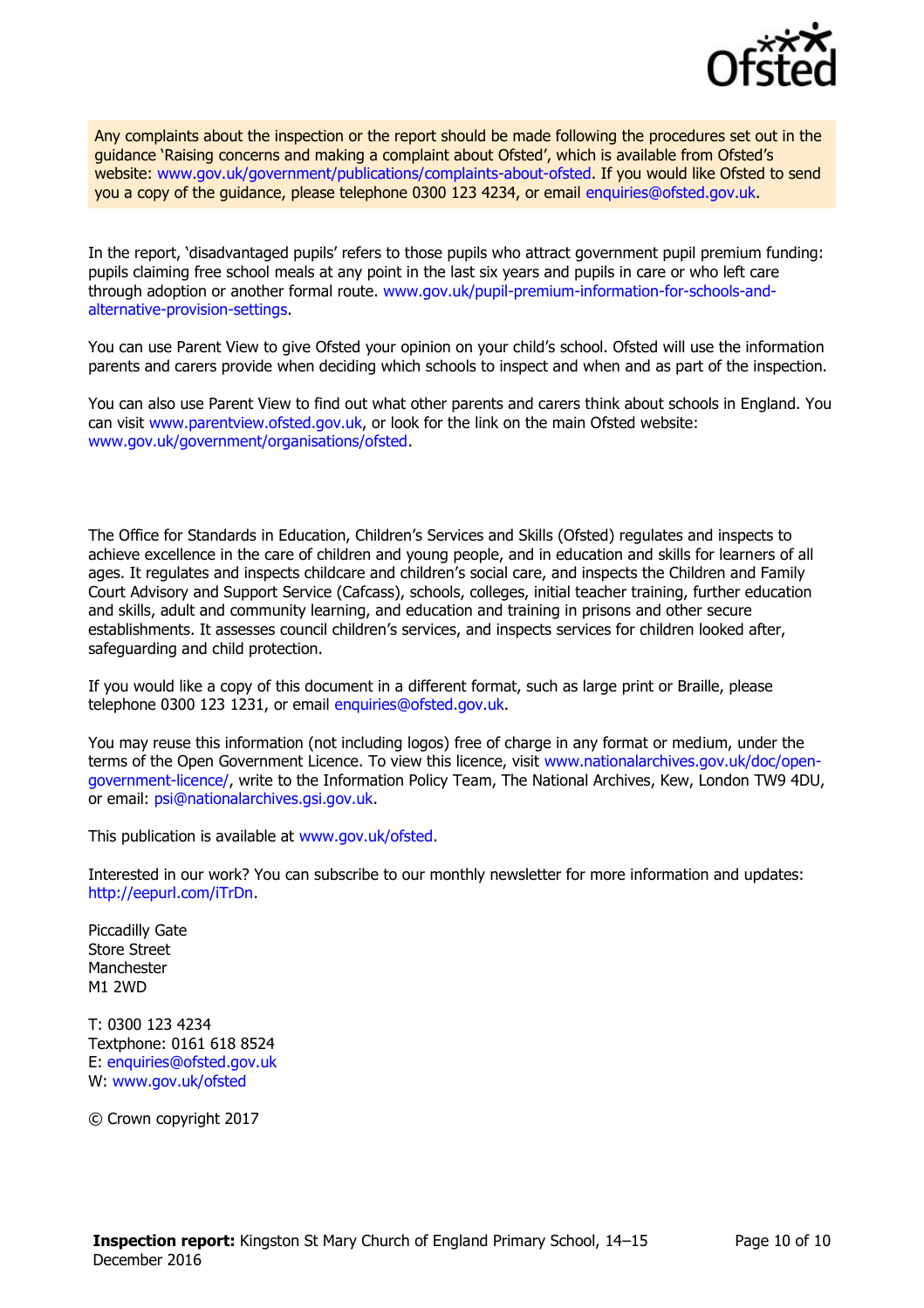Any complaints about the inspection or the report should be made following the procedures set out in the guidance 'Raising concerns and making a complaint about Ofsted', which is available from Ofsted's website: www.gov.uk/government/publications/complaints-about-ofsted. If you would like Ofsted to send you a copy of the guidance, please telephone 0300 123 4234, or email enquiries@ofsted.gov.uk.

In the report, 'disadvantaged pupils' refers to those pupils who attract government pupil premium funding: pupils claiming free school meals at any point in the last six years and pupils in care or who left care through adoption or another formal route. www.gov.uk/pupil-premium-information-for-schools-and-alternative-provision-settings.

You can use Parent View to give Ofsted your opinion on your child's school. Ofsted will use the information parents and carers provide when deciding which schools to inspect and when and as part of the inspection.

You can also use Parent View to find out what other parents and carers think about schools in England. You can visit www.parentview.ofsted.gov.uk, or look for the link on the main Ofsted website: www.gov.uk/government/organisations/ofsted.

The Office for Standards in Education, Children's Services and Skills (Ofsted) regulates and inspects to achieve excellence in the care of children and young people, and in education and skills for learners of all ages. It regulates and inspects childcare and children's social care, and inspects the Children and Family Court Advisory and Support Service (Cafcass), schools, colleges, initial teacher training, further education and skills, adult and community learning, and education and training in prisons and other secure establishments. It assesses council children's services, and inspects services for children looked after, safeguarding and child protection.

If you would like a copy of this document in a different format, such as large print or Braille, please telephone 0300 123 1231, or email enquiries@ofsted.gov.uk.

You may reuse this information (not including logos) free of charge in any format or medium, under the terms of the Open Government Licence. To view this licence, visit www.nationalarchives.gov.uk/doc/open-government-licence/, write to the Information Policy Team, The National Archives, Kew, London TW9 4DU, or email: psi@nationalarchives.gsi.gov.uk.

This publication is available at www.gov.uk/ofsted.

Interested in our work? You can subscribe to our monthly newsletter for more information and updates: http://eepurl.com/iTrDn.

Piccadilly Gate  
Store Street  
Manchester  
M1 2WD

T: 0300 123 4234  
Textphone: 0161 618 8524  
E: enquiries@ofsted.gov.uk  
W: www.gov.uk/ofsted

© Crown copyright 2017